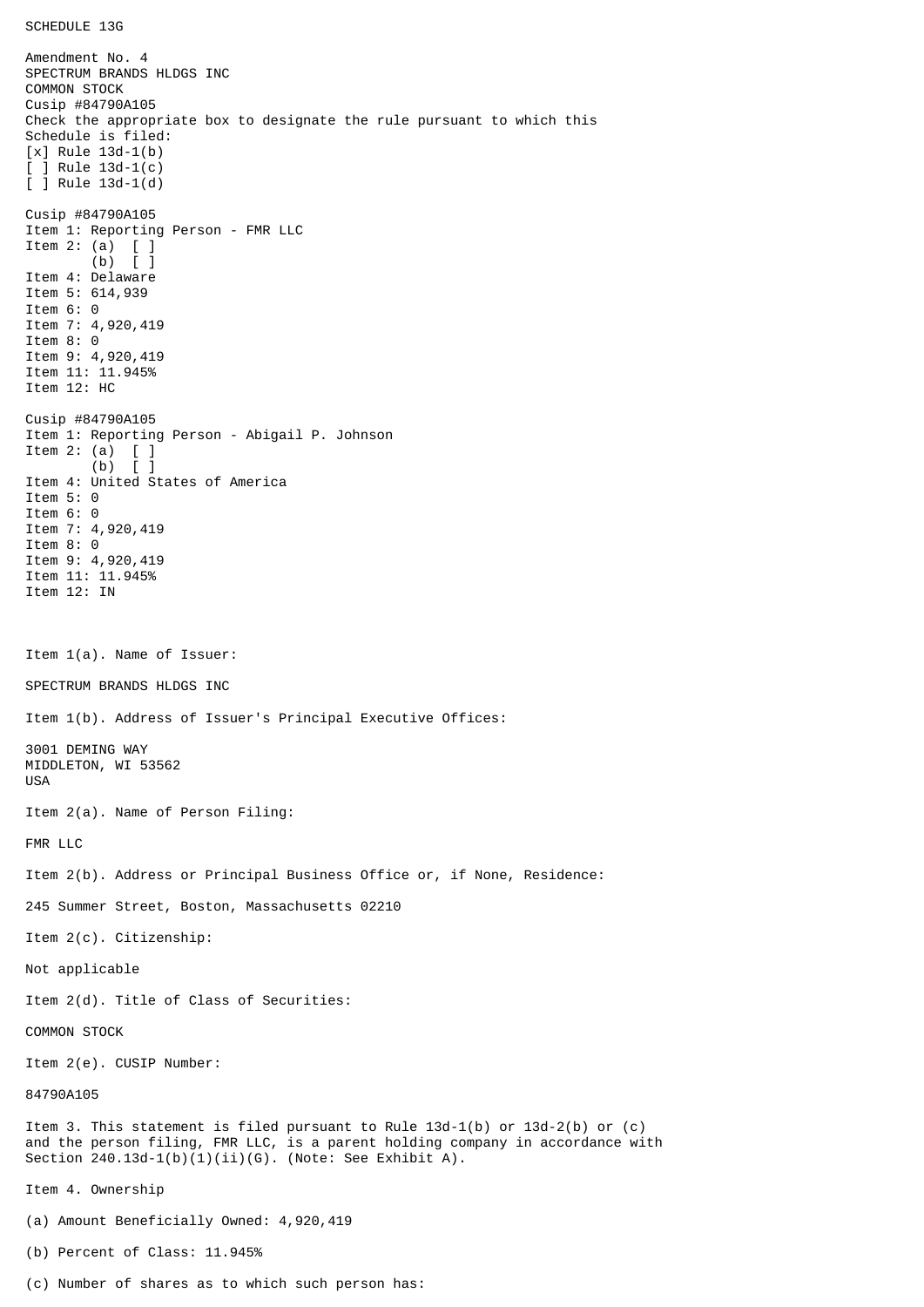SCHEDULE 13G

Amendment No. 4
SPECTRUM BRANDS HLDGS INC
COMMON STOCK
Cusip #84790A105
Check the appropriate box to designate the rule pursuant to which this Schedule is filed:
[x] Rule 13d-1(b)
[ ] Rule 13d-1(c)
[ ] Rule 13d-1(d)

Cusip #84790A105
Item 1: Reporting Person - FMR LLC
Item 2: (a) [ ]
(b) [ ]
Item 4: Delaware
Item 5: 614,939
Item 6: 0
Item 7: 4,920,419
Item 8: 0
Item 9: 4,920,419
Item 11: 11.945%
Item 12: HC

Cusip #84790A105
Item 1: Reporting Person - Abigail P. Johnson
Item 2: (a) [ ]
(b) [ ]
Item 4: United States of America
Item 5: 0
Item 6: 0
Item 7: 4,920,419
Item 8: 0
Item 9: 4,920,419
Item 11: 11.945%
Item 12: IN

Item 1(a). Name of Issuer:

SPECTRUM BRANDS HLDGS INC

Item 1(b). Address of Issuer's Principal Executive Offices:

3001 DEMING WAY
MIDDLETON, WI 53562
USA

Item 2(a). Name of Person Filing:

FMR LLC

Item 2(b). Address or Principal Business Office or, if None, Residence:

245 Summer Street, Boston, Massachusetts 02210

Item 2(c). Citizenship:

Not applicable

Item 2(d). Title of Class of Securities:

COMMON STOCK

Item 2(e). CUSIP Number:

84790A105

Item 3. This statement is filed pursuant to Rule 13d-1(b) or 13d-2(b) or (c) and the person filing, FMR LLC, is a parent holding company in accordance with Section 240.13d-1(b)(1)(ii)(G). (Note: See Exhibit A).

Item 4. Ownership

(a) Amount Beneficially Owned: 4,920,419

(b) Percent of Class: 11.945%

(c) Number of shares as to which such person has: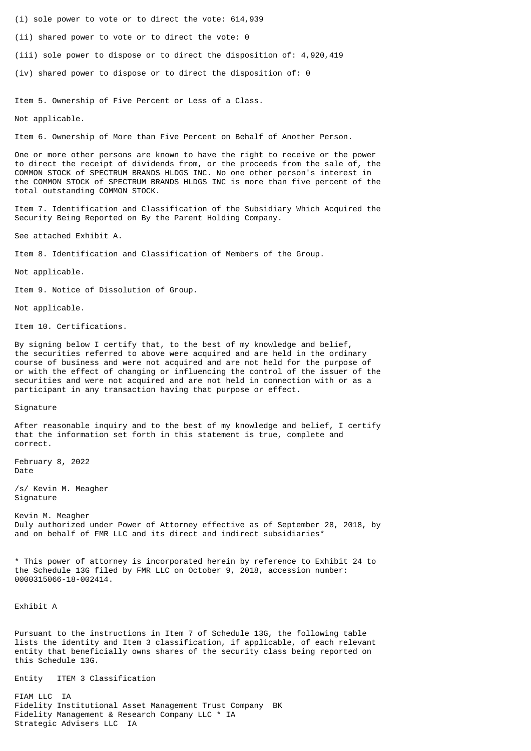(i) sole power to vote or to direct the vote: 614,939

(ii) shared power to vote or to direct the vote: 0

(iii) sole power to dispose or to direct the disposition of: 4,920,419

(iv) shared power to dispose or to direct the disposition of: 0

Item 5. Ownership of Five Percent or Less of a Class.

Not applicable.

Item 6. Ownership of More than Five Percent on Behalf of Another Person.

One or more other persons are known to have the right to receive or the power to direct the receipt of dividends from, or the proceeds from the sale of, the COMMON STOCK of SPECTRUM BRANDS HLDGS INC. No one other person's interest in the COMMON STOCK of SPECTRUM BRANDS HLDGS INC is more than five percent of the total outstanding COMMON STOCK.

Item 7. Identification and Classification of the Subsidiary Which Acquired the Security Being Reported on By the Parent Holding Company.

See attached Exhibit A.

Item 8. Identification and Classification of Members of the Group.

Not applicable.

Item 9. Notice of Dissolution of Group.

Not applicable.

Item 10. Certifications.

By signing below I certify that, to the best of my knowledge and belief, the securities referred to above were acquired and are held in the ordinary course of business and were not acquired and are not held for the purpose of or with the effect of changing or influencing the control of the issuer of the securities and were not acquired and are not held in connection with or as a participant in any transaction having that purpose or effect.

Signature

After reasonable inquiry and to the best of my knowledge and belief, I certify that the information set forth in this statement is true, complete and correct.

February 8, 2022
Date

/s/ Kevin M. Meagher
Signature

Kevin M. Meagher
Duly authorized under Power of Attorney effective as of September 28, 2018, by and on behalf of FMR LLC and its direct and indirect subsidiaries*

* This power of attorney is incorporated herein by reference to Exhibit 24 to the Schedule 13G filed by FMR LLC on October 9, 2018, accession number: 0000315066-18-002414.

Exhibit A

Pursuant to the instructions in Item 7 of Schedule 13G, the following table lists the identity and Item 3 classification, if applicable, of each relevant entity that beneficially owns shares of the security class being reported on this Schedule 13G.

| Entity | ITEM 3 Classification |
|---|---|
| FIAM LLC | IA |
| Fidelity Institutional Asset Management Trust Company | BK |
| Fidelity Management & Research Company LLC * | IA |
| Strategic Advisers LLC | IA |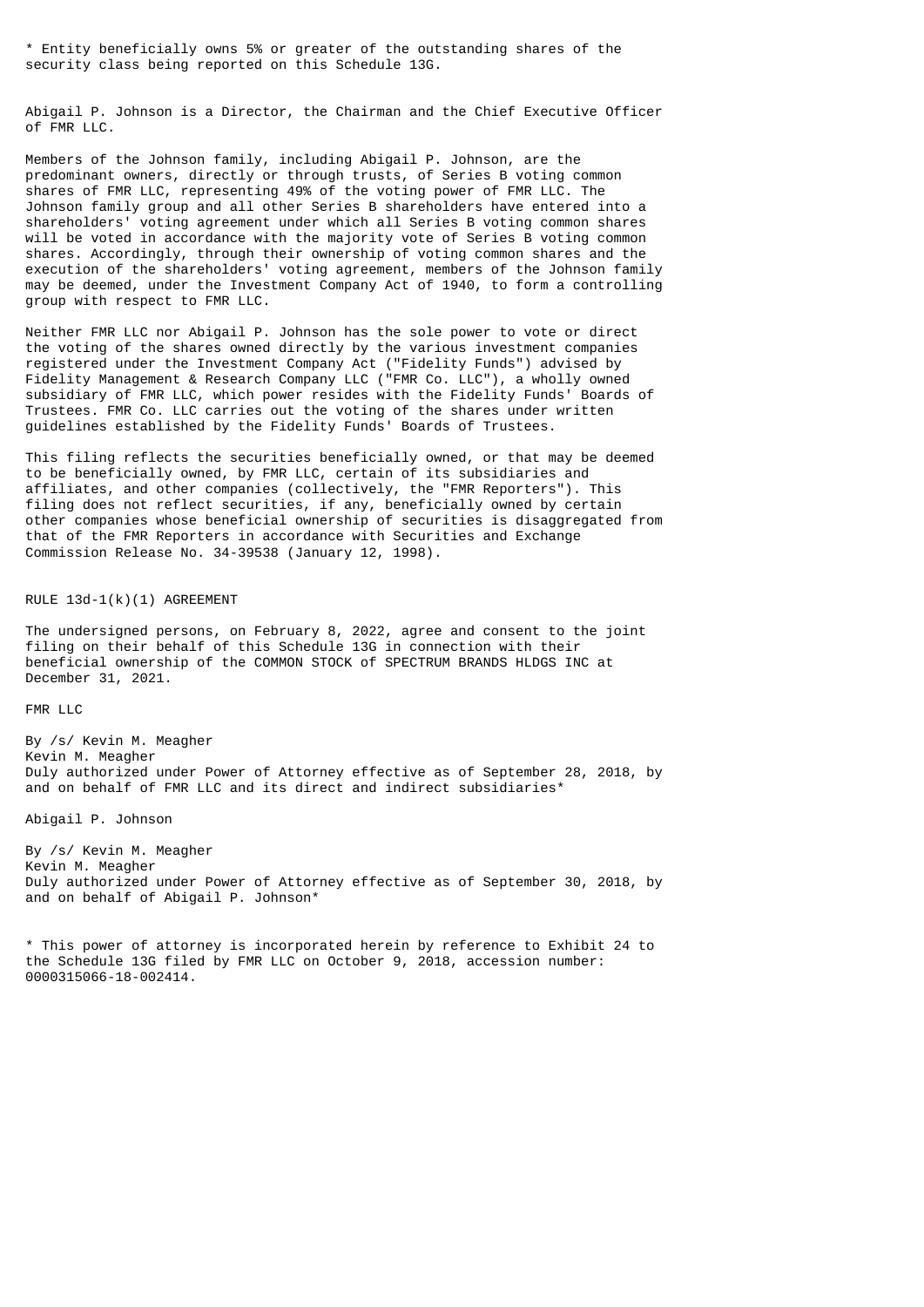* Entity beneficially owns 5% or greater of the outstanding shares of the security class being reported on this Schedule 13G.

Abigail P. Johnson is a Director, the Chairman and the Chief Executive Officer of FMR LLC.

Members of the Johnson family, including Abigail P. Johnson, are the predominant owners, directly or through trusts, of Series B voting common shares of FMR LLC, representing 49% of the voting power of FMR LLC. The Johnson family group and all other Series B shareholders have entered into a shareholders' voting agreement under which all Series B voting common shares will be voted in accordance with the majority vote of Series B voting common shares. Accordingly, through their ownership of voting common shares and the execution of the shareholders' voting agreement, members of the Johnson family may be deemed, under the Investment Company Act of 1940, to form a controlling group with respect to FMR LLC.

Neither FMR LLC nor Abigail P. Johnson has the sole power to vote or direct the voting of the shares owned directly by the various investment companies registered under the Investment Company Act ("Fidelity Funds") advised by Fidelity Management & Research Company LLC ("FMR Co. LLC"), a wholly owned subsidiary of FMR LLC, which power resides with the Fidelity Funds' Boards of Trustees. FMR Co. LLC carries out the voting of the shares under written guidelines established by the Fidelity Funds' Boards of Trustees.

This filing reflects the securities beneficially owned, or that may be deemed to be beneficially owned, by FMR LLC, certain of its subsidiaries and affiliates, and other companies (collectively, the "FMR Reporters"). This filing does not reflect securities, if any, beneficially owned by certain other companies whose beneficial ownership of securities is disaggregated from that of the FMR Reporters in accordance with Securities and Exchange Commission Release No. 34-39538 (January 12, 1998).

RULE 13d-1(k)(1) AGREEMENT

The undersigned persons, on February 8, 2022, agree and consent to the joint filing on their behalf of this Schedule 13G in connection with their beneficial ownership of the COMMON STOCK of SPECTRUM BRANDS HLDGS INC at December 31, 2021.

FMR LLC

By /s/ Kevin M. Meagher
Kevin M. Meagher
Duly authorized under Power of Attorney effective as of September 28, 2018, by and on behalf of FMR LLC and its direct and indirect subsidiaries*

Abigail P. Johnson

By /s/ Kevin M. Meagher
Kevin M. Meagher
Duly authorized under Power of Attorney effective as of September 30, 2018, by and on behalf of Abigail P. Johnson*

* This power of attorney is incorporated herein by reference to Exhibit 24 to the Schedule 13G filed by FMR LLC on October 9, 2018, accession number: 0000315066-18-002414.